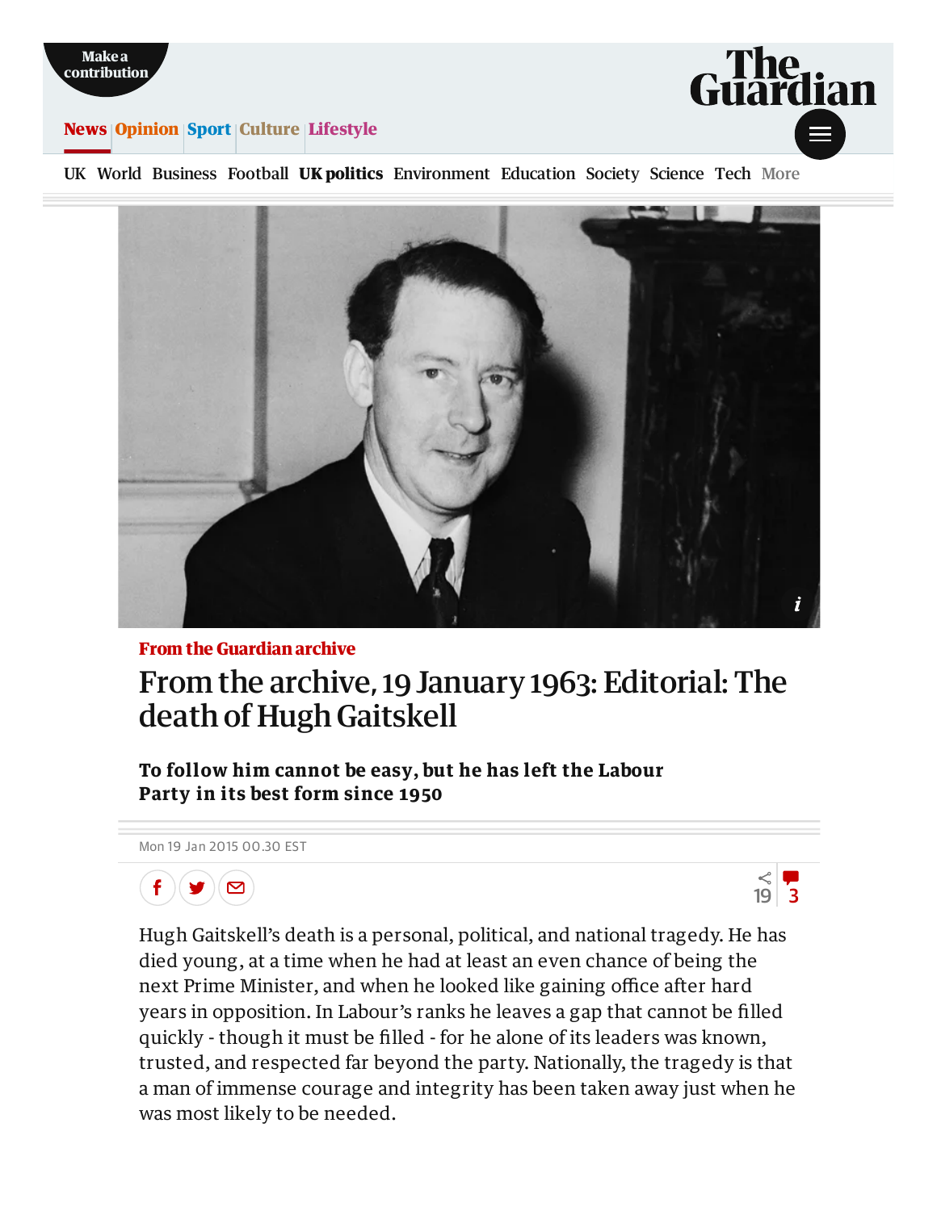From the Guardian archive

# From the archive, 19 January 1963: Editorial: The death of Hugh Gaitskell

**To follow him cannot be easy, but he has left the Labour Party in its best form since 1950**

Mon 19 Jan 2015 00.30 EST

Hugh Gaitskell's death is a personal, political, and national tragedy. He has died young, at a time when he had at least an even chance of being the next Prime Minister, and when he looked like gaining office after hard years in opposition. In Labour's ranks he leaves a gap that cannot be filled quickly - though it must be filled - for he alone of its leaders was known, trusted, and respected far beyond the party. Nationally, the tragedy is that a man of immense courage and integrity has been taken away just when he was most likely to be needed.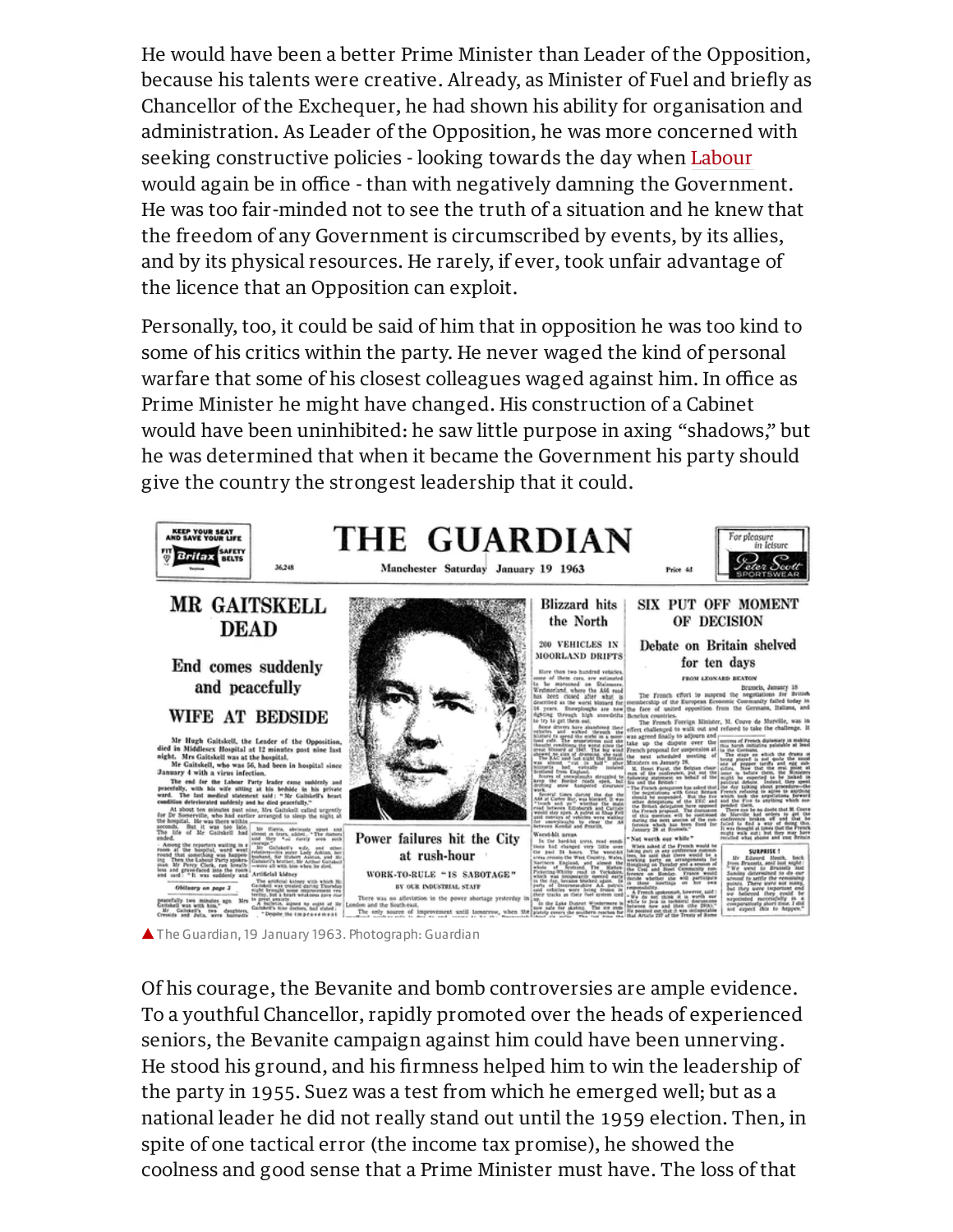He would have been a better Prime Minister than Leader of the Opposition, because his talents were creative. Already, as Minister of Fuel and briefly as Chancellor of the Exchequer, he had shown his ability for organisation and administration. As Leader of the Opposition, he was more concerned with seeking constructive policies - looking towards the day when Labour would again be in office - than with negatively damning the Government. He was too fair-minded not to see the truth of a situation and he knew that the freedom of any Government is circumscribed by events, by its allies, and by its physical resources. He rarely, if ever, took unfair advantage of the licence that an Opposition can exploit.

Personally, too, it could be said of him that in opposition he was too kind to some of his critics within the party. He never waged the kind of personal warfare that some of his closest colleagues waged against him. In office as Prime Minister he might have changed. His construction of a Cabinet would have been uninhibited: he saw little purpose in axing "shadows," but he was determined that when it became the Government his party should give the country the strongest leadership that it could.

▲The Guardian, 19 January 1963. Photograph: Guardian

Of his courage, the Bevanite and bomb controversies are ample evidence. To a youthful Chancellor, rapidly promoted over the heads of experienced seniors, the Bevanite campaign against him could have been unnerving. He stood his ground, and his firmness helped him to win the leadership of the party in 1955. Suez was a test from which he emerged well; but as a national leader he did not really stand out until the 1959 election. Then, in spite of one tactical error (the income tax promise), he showed the coolness and good sense that a Prime Minister must have. The loss of that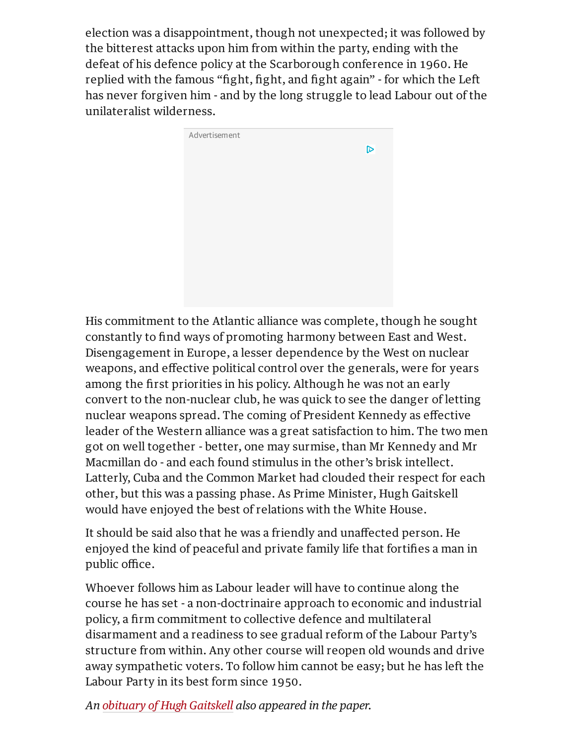election was a disappointment, though not unexpected; it was followed by the bitterest attacks upon him from within the party, ending with the defeat of his defence policy at the Scarborough conference in 1960. He replied with the famous "fight, fight, and fight again" - for which the Left has never forgiven him - and by the long struggle to lead Labour out of the unilateralist wilderness.

His commitment to the Atlantic alliance was complete, though he sought constantly to find ways of promoting harmony between East and West. Disengagement in Europe, a lesser dependence by the West on nuclear weapons, and effective political control over the generals, were for years among the first priorities in his policy. Although he was not an early convert to the non-nuclear club, he was quick to see the danger of letting nuclear weapons spread. The coming of President Kennedy as effective leader of the Western alliance was a great satisfaction to him. The two men got on well together - better, one may surmise, than Mr Kennedy and Mr Macmillan do - and each found stimulus in the other's brisk intellect. Latterly, Cuba and the Common Market had clouded their respect for each other, but this was a passing phase. As Prime Minister, Hugh Gaitskell would have enjoyed the best of relations with the White House.

It should be said also that he was a friendly and unaffected person. He enjoyed the kind of peaceful and private family life that fortifies a man in public office.

Whoever follows him as Labour leader will have to continue along the course he has set - a non-doctrinaire approach to economic and industrial policy, a firm commitment to collective defence and multilateral disarmament and a readiness to see gradual reform of the Labour Party's structure from within. Any other course will reopen old wounds and drive away sympathetic voters. To follow him cannot be easy; but he has left the Labour Party in its best form since 1950.

*An obituary of Hugh Gaitskell also appeared in the paper.*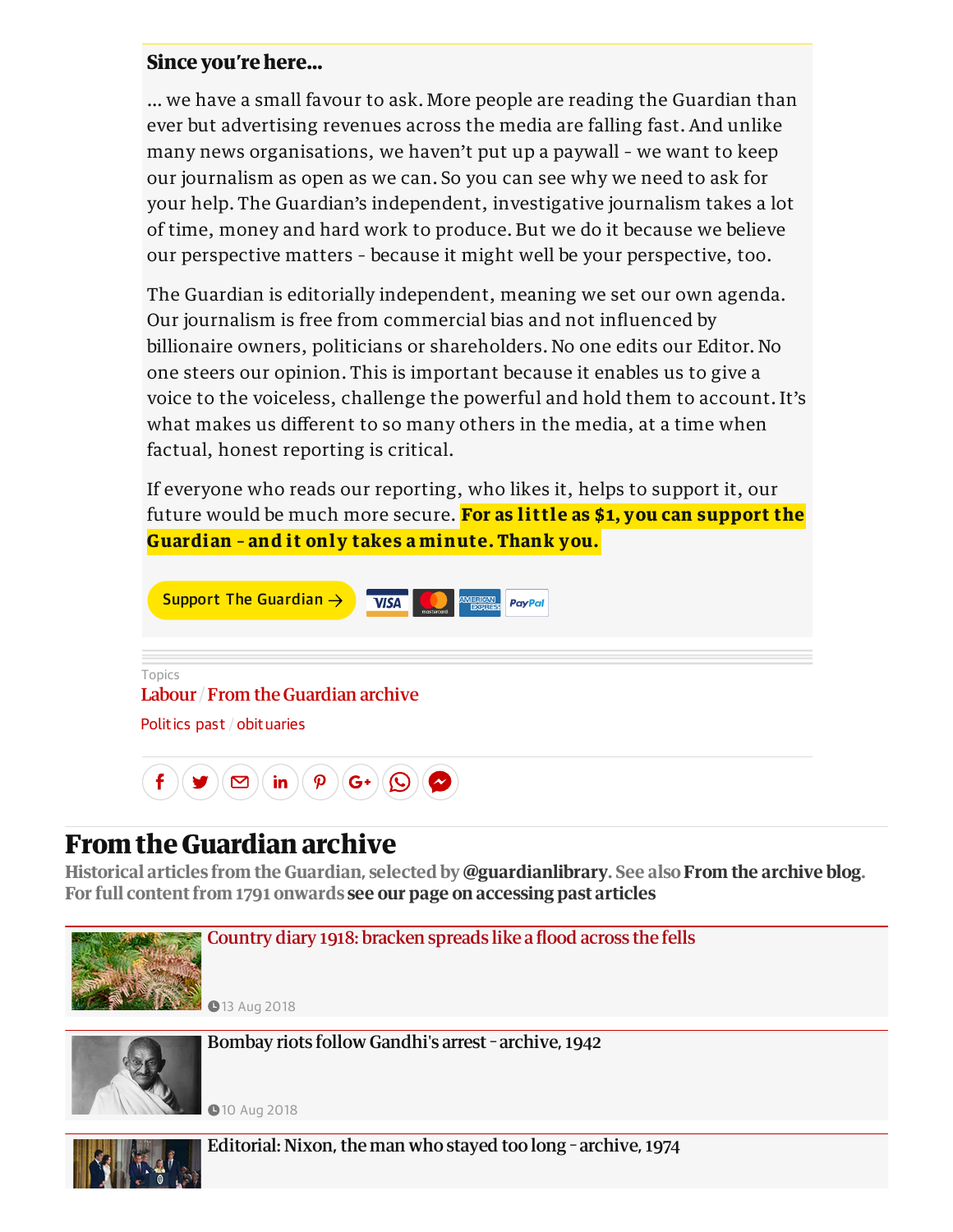## Since you're here...

… we have a small favour to ask. More people are reading the Guardian than ever but advertising revenues across the media are falling fast. And unlike many news organisations, we haven't put up a paywall - we want to keep our journalism as open as we can. So you can see why we need to ask for your help. The Guardian's independent, investigative journalism takes a lot of time, money and hard work to produce. But we do it because we believe our perspective matters - because it might well be your perspective, too.

The Guardian is editorially independent, meaning we set our own agenda. Our journalism is free from commercial bias and not influenced by billionaire owners, politicians or shareholders. No one edits our Editor. No one steers our opinion. This is important because it enables us to give a voice to the voiceless, challenge the powerful and hold them to account. It's what makes us different to so many others in the media, at a time when factual, honest reporting is critical.

If everyone who reads our reporting, who likes it, helps to support it, our future would be much more secure. **For as little as $1, you can support the Guardian - and it only takes a minute. Thank you.**

Support The Guardian →

Topics

Labour / From the Guardian archive

Politics past / obituaries

# From the Guardian archive

Historical articles from the Guardian, selected by **@guardianlibrary**. See also **From the archive blog**. For full content from 1791 onwards **see our page on accessing past articles**

Country diary 1918: bracken spreads like a flood across the fells

13 Aug 2018

Bombay riots follow Gandhi's arrest - archive, 1942

10 Aug 2018

Editorial: Nixon, the man who stayed too long - archive, 1974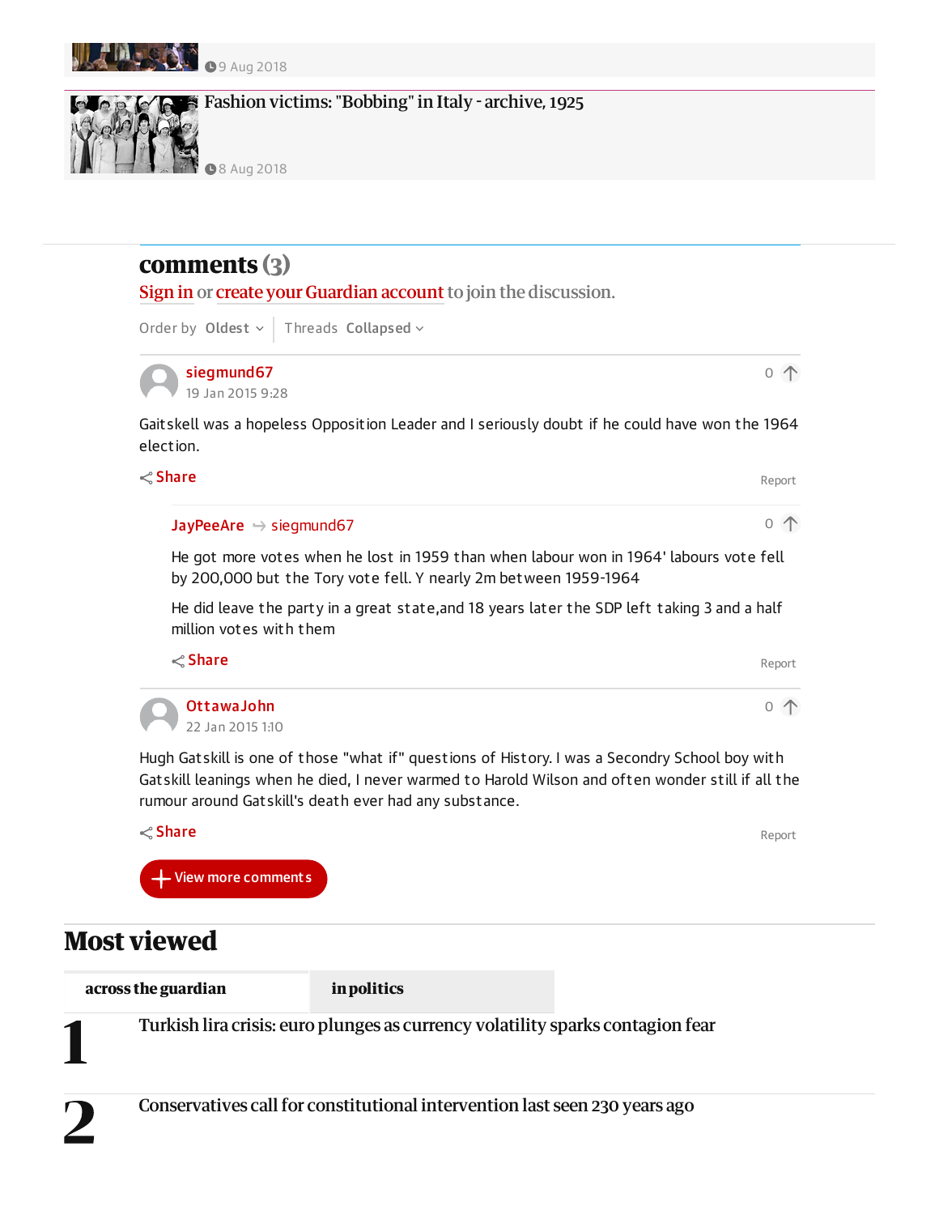9 Aug 2018

Fashion victims: "Bobbing" in Italy - archive, 1925

8 Aug 2018

## comments (3)

Sign in or create your Guardian account to join the discussion.

Order by Oldest | Threads Collapsed

**siegmund67**
19 Jan 2015 9:28

Gaitskell was a hopeless Opposition Leader and I seriously doubt if he could have won the 1964 election.

Share | Report

**JayPeeAre** → siegmund67

He got more votes when he lost in 1959 than when labour won in 1964' labours vote fell by 200,000 but the Tory vote fell. Y nearly 2m between 1959-1964

He did leave the party in a great state,and 18 years later the SDP left taking 3 and a half million votes with them

Share | Report

**OttawaJohn**
22 Jan 2015 1:10

Hugh Gatskill is one of those "what if" questions of History. I was a Secondry School boy with Gatskill leanings when he died, I never warmed to Harold Wilson and often wonder still if all the rumour around Gatskill's death ever had any substance.

Share | Report

View more comments

## Most viewed

across the guardian | in politics

1 Turkish lira crisis: euro plunges as currency volatility sparks contagion fear

2 Conservatives call for constitutional intervention last seen 230 years ago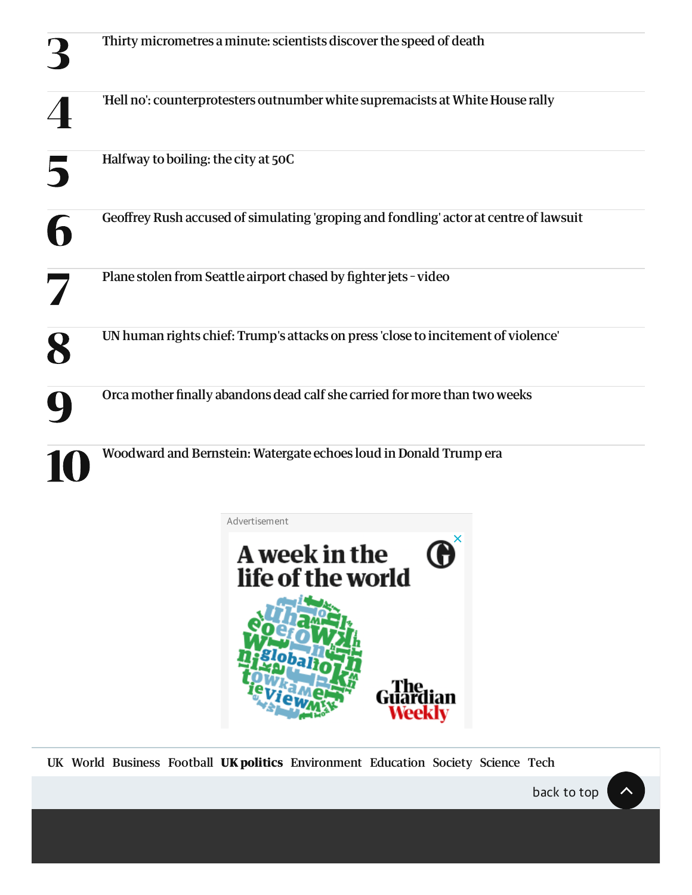3. Thirty micrometres a minute: scientists discover the speed of death
4. 'Hell no': counterprotesters outnumber white supremacists at White House rally
5. Halfway to boiling: the city at 50C
6. Geoffrey Rush accused of simulating 'groping and fondling' actor at centre of lawsuit
7. Plane stolen from Seattle airport chased by fighter jets - video
8. UN human rights chief: Trump's attacks on press 'close to incitement of violence'
9. Orca mother finally abandons dead calf she carried for more than two weeks
10. Woodward and Bernstein: Watergate echoes loud in Donald Trump era

Advertisement

A week in the life of the world

The Guardian Weekly

UK World Business Football **UK politics** Environment Education Society Science Tech

back to top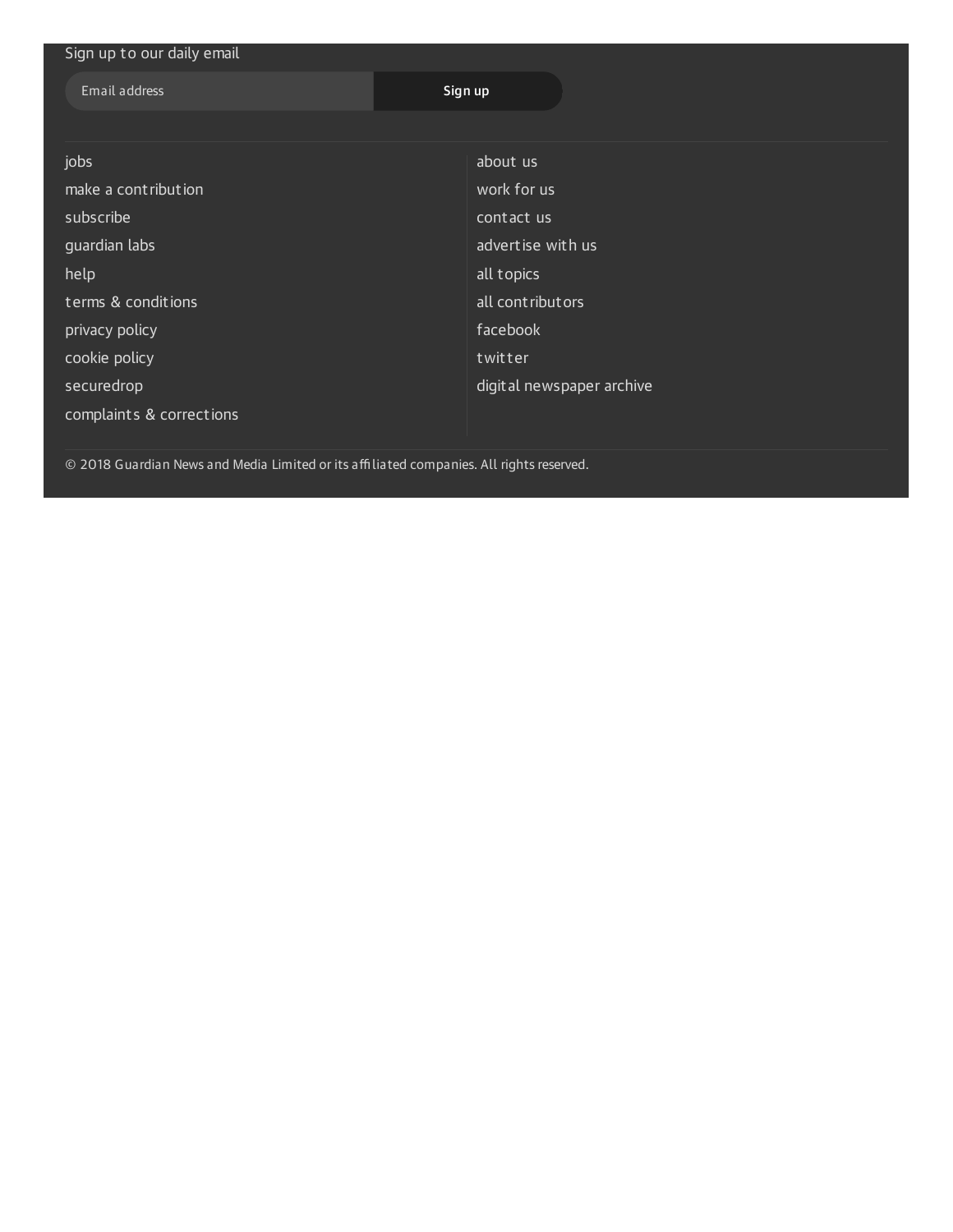Sign up to our daily email

Email address

Sign up

- jobs
- make a contribution
- subscribe
- guardian labs
- help
- terms & conditions
- privacy policy
- cookie policy
- securedrop
- complaints & corrections

- about us
- work for us
- contact us
- advertise with us
- all topics
- all contributors
- facebook
- twitter
- digital newspaper archive

© 2018 Guardian News and Media Limited or its affiliated companies. All rights reserved.